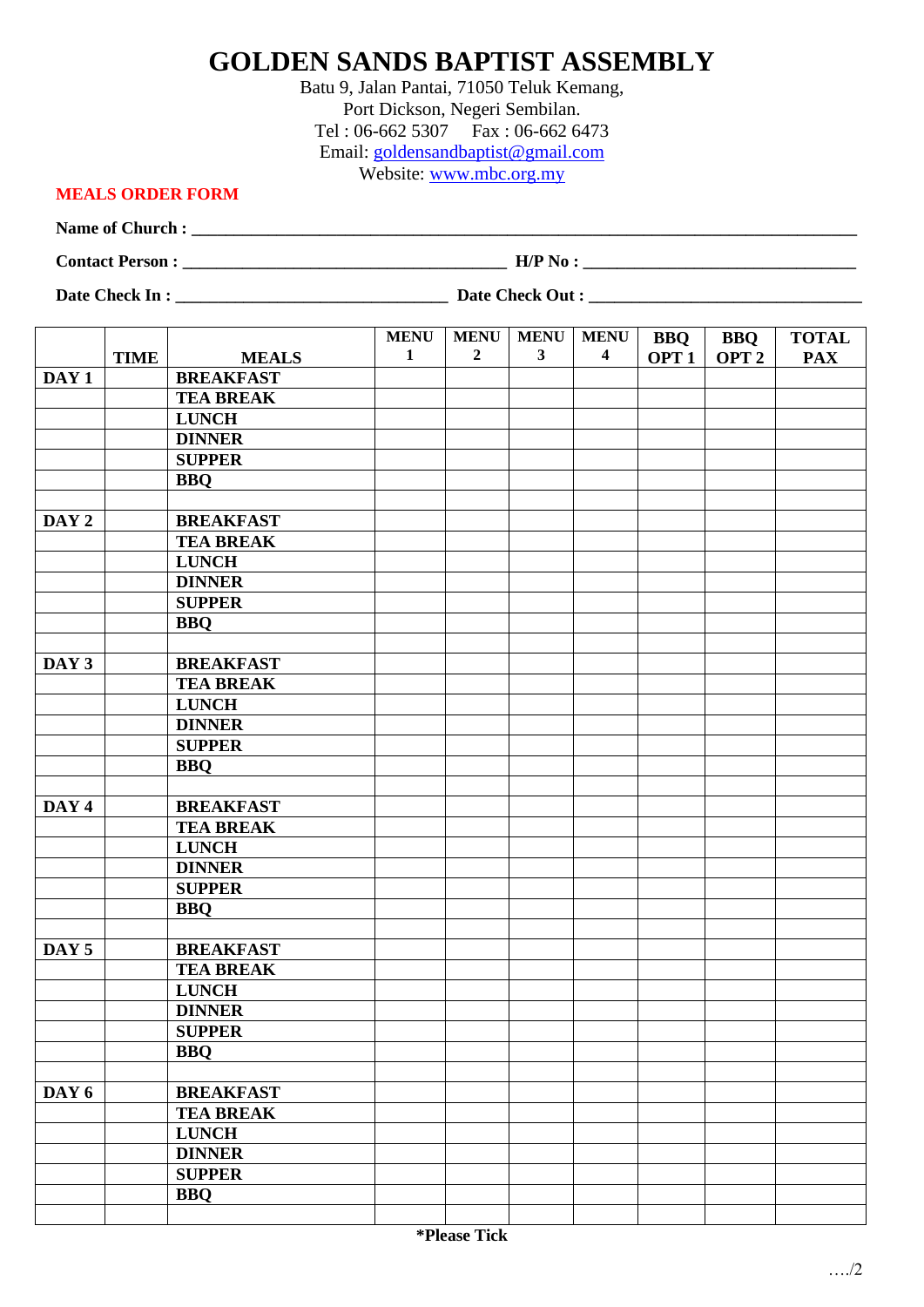# GOLDEN SANDS BAPTIST ASSEMBLY

Batu 9, Jalan Pantai, 71050 Teluk Kemang,
Port Dickson, Negeri Sembilan.
Tel : 06-662 5307 Fax : 06-662 6473
Email: goldensandbaptist@gmail.com
Website: www.mbc.org.my

**MEALS ORDER FORM**

**Name of Church :** ______________________________________________

**Contact Person :** ______________________ **H/P No :** ______________________

**Date Check In :** ______________________ **Date Check Out :** ______________________

| | TIME | MEALS | MENU 1 | MENU 2 | MENU 3 | MENU 4 | BBQ OPT 1 | BBQ OPT 2 | TOTAL PAX |
|---|---|---|---|---|---|---|---|---|---|
| **DAY 1** | | **BREAKFAST** | | | | | | | |
| | | **TEA BREAK** | | | | | | | |
| | | **LUNCH** | | | | | | | |
| | | **DINNER** | | | | | | | |
| | | **SUPPER** | | | | | | | |
| | | **BBQ** | | | | | | | |
| | | | | | | | | | |
| **DAY 2** | | **BREAKFAST** | | | | | | | |
| | | **TEA BREAK** | | | | | | | |
| | | **LUNCH** | | | | | | | |
| | | **DINNER** | | | | | | | |
| | | **SUPPER** | | | | | | | |
| | | **BBQ** | | | | | | | |
| | | | | | | | | | |
| **DAY 3** | | **BREAKFAST** | | | | | | | |
| | | **TEA BREAK** | | | | | | | |
| | | **LUNCH** | | | | | | | |
| | | **DINNER** | | | | | | | |
| | | **SUPPER** | | | | | | | |
| | | **BBQ** | | | | | | | |
| | | | | | | | | | |
| **DAY 4** | | **BREAKFAST** | | | | | | | |
| | | **TEA BREAK** | | | | | | | |
| | | **LUNCH** | | | | | | | |
| | | **DINNER** | | | | | | | |
| | | **SUPPER** | | | | | | | |
| | | **BBQ** | | | | | | | |
| | | | | | | | | | |
| **DAY 5** | | **BREAKFAST** | | | | | | | |
| | | **TEA BREAK** | | | | | | | |
| | | **LUNCH** | | | | | | | |
| | | **DINNER** | | | | | | | |
| | | **SUPPER** | | | | | | | |
| | | **BBQ** | | | | | | | |
| | | | | | | | | | |
| **DAY 6** | | **BREAKFAST** | | | | | | | |
| | | **TEA BREAK** | | | | | | | |
| | | **LUNCH** | | | | | | | |
| | | **DINNER** | | | | | | | |
| | | **SUPPER** | | | | | | | |
| | | **BBQ** | | | | | | | |
| | | | | | | | | | |

**\*Please Tick**

…./2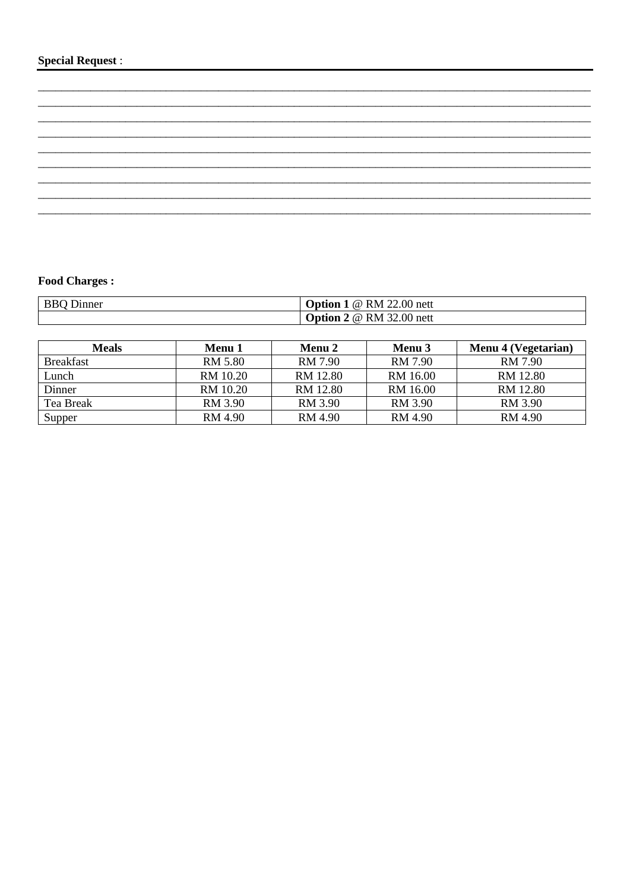**Special Request** :

\_\_\_\_\_\_\_\_\_\_\_\_\_\_\_\_\_\_\_\_\_\_\_\_\_\_\_\_\_\_\_\_\_\_\_\_\_\_\_\_\_\_\_\_\_\_\_\_\_\_\_\_\_\_\_\_\_\_\_\_\_\_\_\_\_\_\_\_\_\_\_\_\_\_\_\_\_\_\_\_\_\_\_\_\_\_\_\_\_\_

\_\_\_\_\_\_\_\_\_\_\_\_\_\_\_\_\_\_\_\_\_\_\_\_\_\_\_\_\_\_\_\_\_\_\_\_\_\_\_\_\_\_\_\_\_\_\_\_\_\_\_\_\_\_\_\_\_\_\_\_\_\_\_\_\_\_\_\_\_\_\_\_\_\_\_\_\_\_\_\_\_\_\_\_\_\_\_\_\_\_

\_\_\_\_\_\_\_\_\_\_\_\_\_\_\_\_\_\_\_\_\_\_\_\_\_\_\_\_\_\_\_\_\_\_\_\_\_\_\_\_\_\_\_\_\_\_\_\_\_\_\_\_\_\_\_\_\_\_\_\_\_\_\_\_\_\_\_\_\_\_\_\_\_\_\_\_\_\_\_\_\_\_\_\_\_\_\_\_\_\_

\_\_\_\_\_\_\_\_\_\_\_\_\_\_\_\_\_\_\_\_\_\_\_\_\_\_\_\_\_\_\_\_\_\_\_\_\_\_\_\_\_\_\_\_\_\_\_\_\_\_\_\_\_\_\_\_\_\_\_\_\_\_\_\_\_\_\_\_\_\_\_\_\_\_\_\_\_\_\_\_\_\_\_\_\_\_\_\_\_\_

\_\_\_\_\_\_\_\_\_\_\_\_\_\_\_\_\_\_\_\_\_\_\_\_\_\_\_\_\_\_\_\_\_\_\_\_\_\_\_\_\_\_\_\_\_\_\_\_\_\_\_\_\_\_\_\_\_\_\_\_\_\_\_\_\_\_\_\_\_\_\_\_\_\_\_\_\_\_\_\_\_\_\_\_\_\_\_\_\_\_

\_\_\_\_\_\_\_\_\_\_\_\_\_\_\_\_\_\_\_\_\_\_\_\_\_\_\_\_\_\_\_\_\_\_\_\_\_\_\_\_\_\_\_\_\_\_\_\_\_\_\_\_\_\_\_\_\_\_\_\_\_\_\_\_\_\_\_\_\_\_\_\_\_\_\_\_\_\_\_\_\_\_\_\_\_\_\_\_\_\_

\_\_\_\_\_\_\_\_\_\_\_\_\_\_\_\_\_\_\_\_\_\_\_\_\_\_\_\_\_\_\_\_\_\_\_\_\_\_\_\_\_\_\_\_\_\_\_\_\_\_\_\_\_\_\_\_\_\_\_\_\_\_\_\_\_\_\_\_\_\_\_\_\_\_\_\_\_\_\_\_\_\_\_\_\_\_\_\_\_\_

\_\_\_\_\_\_\_\_\_\_\_\_\_\_\_\_\_\_\_\_\_\_\_\_\_\_\_\_\_\_\_\_\_\_\_\_\_\_\_\_\_\_\_\_\_\_\_\_\_\_\_\_\_\_\_\_\_\_\_\_\_\_\_\_\_\_\_\_\_\_\_\_\_\_\_\_\_\_\_\_\_\_\_\_\_\_\_\_\_\_

\_\_\_\_\_\_\_\_\_\_\_\_\_\_\_\_\_\_\_\_\_\_\_\_\_\_\_\_\_\_\_\_\_\_\_\_\_\_\_\_\_\_\_\_\_\_\_\_\_\_\_\_\_\_\_\_\_\_\_\_\_\_\_\_\_\_\_\_\_\_\_\_\_\_\_\_\_\_\_\_\_\_\_\_\_\_\_\_\_\_

**Food Charges :**

| | |
|---|---|
| BBQ Dinner | **Option 1** @ RM 22.00 nett |
| | **Option 2** @ RM 32.00 nett |

| **Meals** | **Menu 1** | **Menu 2** | **Menu 3** | **Menu 4 (Vegetarian)** |
|---|---|---|---|---|
| Breakfast | RM 5.80 | RM 7.90 | RM 7.90 | RM 7.90 |
| Lunch | RM 10.20 | RM 12.80 | RM 16.00 | RM 12.80 |
| Dinner | RM 10.20 | RM 12.80 | RM 16.00 | RM 12.80 |
| Tea Break | RM 3.90 | RM 3.90 | RM 3.90 | RM 3.90 |
| Supper | RM 4.90 | RM 4.90 | RM 4.90 | RM 4.90 |